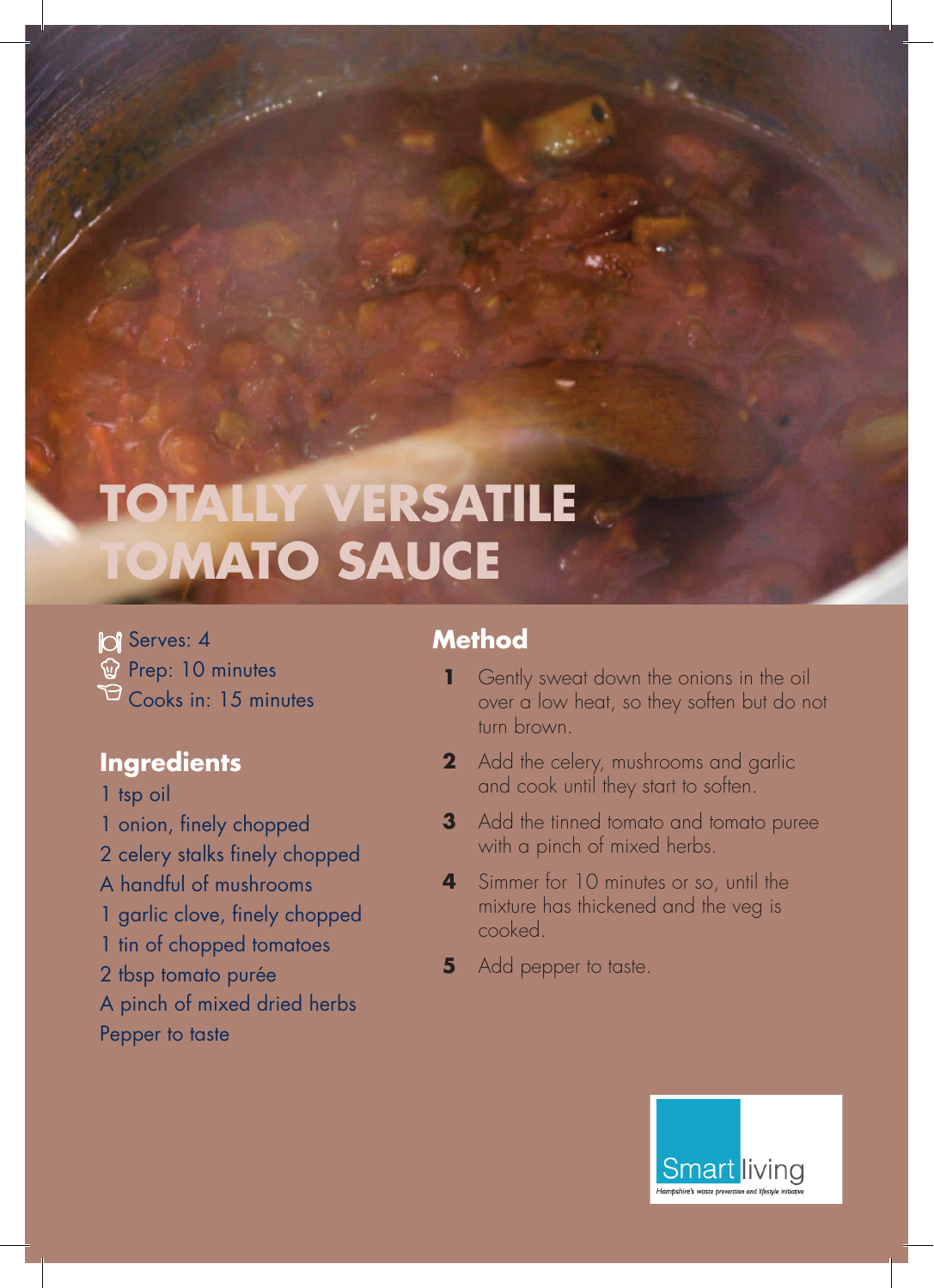# TOTALLY VERSATILE TOMATO SAUCE

Serves: 4
Prep: 10 minutes
Cooks in: 15 minutes

## Ingredients

1 tsp oil
1 onion, finely chopped
2 celery stalks finely chopped
A handful of mushrooms
1 garlic clove, finely chopped
1 tin of chopped tomatoes
2 tbsp tomato purée
A pinch of mixed dried herbs
Pepper to taste

## Method

1. Gently sweat down the onions in the oil over a low heat, so they soften but do not turn brown.
2. Add the celery, mushrooms and garlic and cook until they start to soften.
3. Add the tinned tomato and tomato puree with a pinch of mixed herbs.
4. Simmer for 10 minutes or so, until the mixture has thickened and the veg is cooked.
5. Add pepper to taste.

Smart living
Hampshire's waste prevention and lifestyle initiative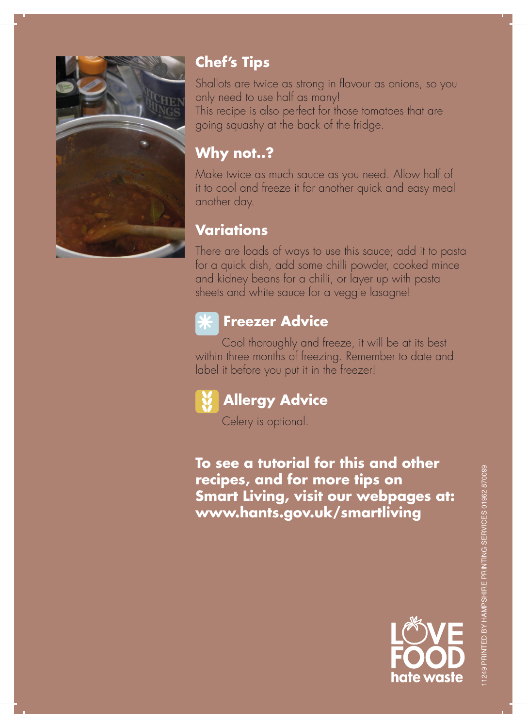## Chef's Tips

Shallots are twice as strong in flavour as onions, so you only need to use half as many!
This recipe is also perfect for those tomatoes that are going squashy at the back of the fridge.

## Why not..?

Make twice as much sauce as you need. Allow half of it to cool and freeze it for another quick and easy meal another day.

## Variations

There are loads of ways to use this sauce; add it to pasta for a quick dish, add some chilli powder, cooked mince and kidney beans for a chilli, or layer up with pasta sheets and white sauce for a veggie lasagne!

## Freezer Advice

Cool thoroughly and freeze, it will be at its best within three months of freezing. Remember to date and label it before you put it in the freezer!

## Allergy Advice

Celery is optional.

**To see a tutorial for this and other recipes, and for more tips on Smart Living, visit our webpages at: www.hants.gov.uk/smartliving**

LOVE FOOD hate waste

11249 PRINTED BY HAMPSHIRE PRINTING SERVICES 01962 870099